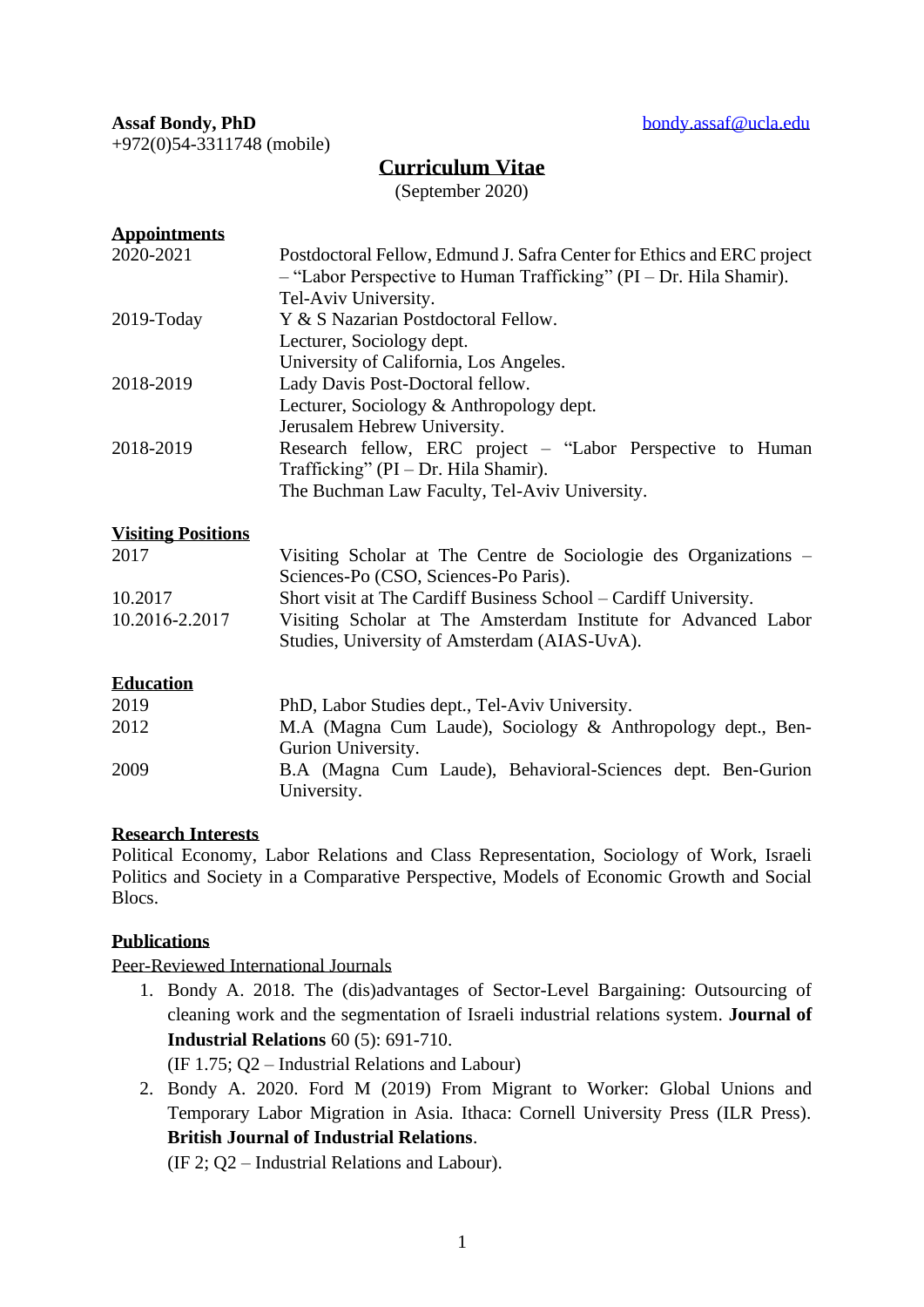**Assaf Bondy, PhD** bondy.assaf@ucla.edu
+972(0)54-3311748 (mobile)

# Curriculum Vitae

(September 2020)

## Appointments

| | |
|---|---|
| 2020-2021 | Postdoctoral Fellow, Edmund J. Safra Center for Ethics and ERC project – "Labor Perspective to Human Trafficking" (PI – Dr. Hila Shamir). Tel-Aviv University. |
| 2019-Today | Y & S Nazarian Postdoctoral Fellow. Lecturer, Sociology dept. University of California, Los Angeles. |
| 2018-2019 | Lady Davis Post-Doctoral fellow. Lecturer, Sociology & Anthropology dept. Jerusalem Hebrew University. |
| 2018-2019 | Research fellow, ERC project – "Labor Perspective to Human Trafficking" (PI – Dr. Hila Shamir). The Buchman Law Faculty, Tel-Aviv University. |

## Visiting Positions

| | |
|---|---|
| 2017 | Visiting Scholar at The Centre de Sociologie des Organizations – Sciences-Po (CSO, Sciences-Po Paris). |
| 10.2017 | Short visit at The Cardiff Business School – Cardiff University. |
| 10.2016-2.2017 | Visiting Scholar at The Amsterdam Institute for Advanced Labor Studies, University of Amsterdam (AIAS-UvA). |

## Education

| | |
|---|---|
| 2019 | PhD, Labor Studies dept., Tel-Aviv University. |
| 2012 | M.A (Magna Cum Laude), Sociology & Anthropology dept., Ben-Gurion University. |
| 2009 | B.A (Magna Cum Laude), Behavioral-Sciences dept. Ben-Gurion University. |

## Research Interests

Political Economy, Labor Relations and Class Representation, Sociology of Work, Israeli Politics and Society in a Comparative Perspective, Models of Economic Growth and Social Blocs.

## Publications

### Peer-Reviewed International Journals

1. Bondy A. 2018. The (dis)advantages of Sector-Level Bargaining: Outsourcing of cleaning work and the segmentation of Israeli industrial relations system. **Journal of Industrial Relations** 60 (5): 691-710.
   (IF 1.75; Q2 – Industrial Relations and Labour)
2. Bondy A. 2020. Ford M (2019) From Migrant to Worker: Global Unions and Temporary Labor Migration in Asia. Ithaca: Cornell University Press (ILR Press). **British Journal of Industrial Relations**.
   (IF 2; Q2 – Industrial Relations and Labour).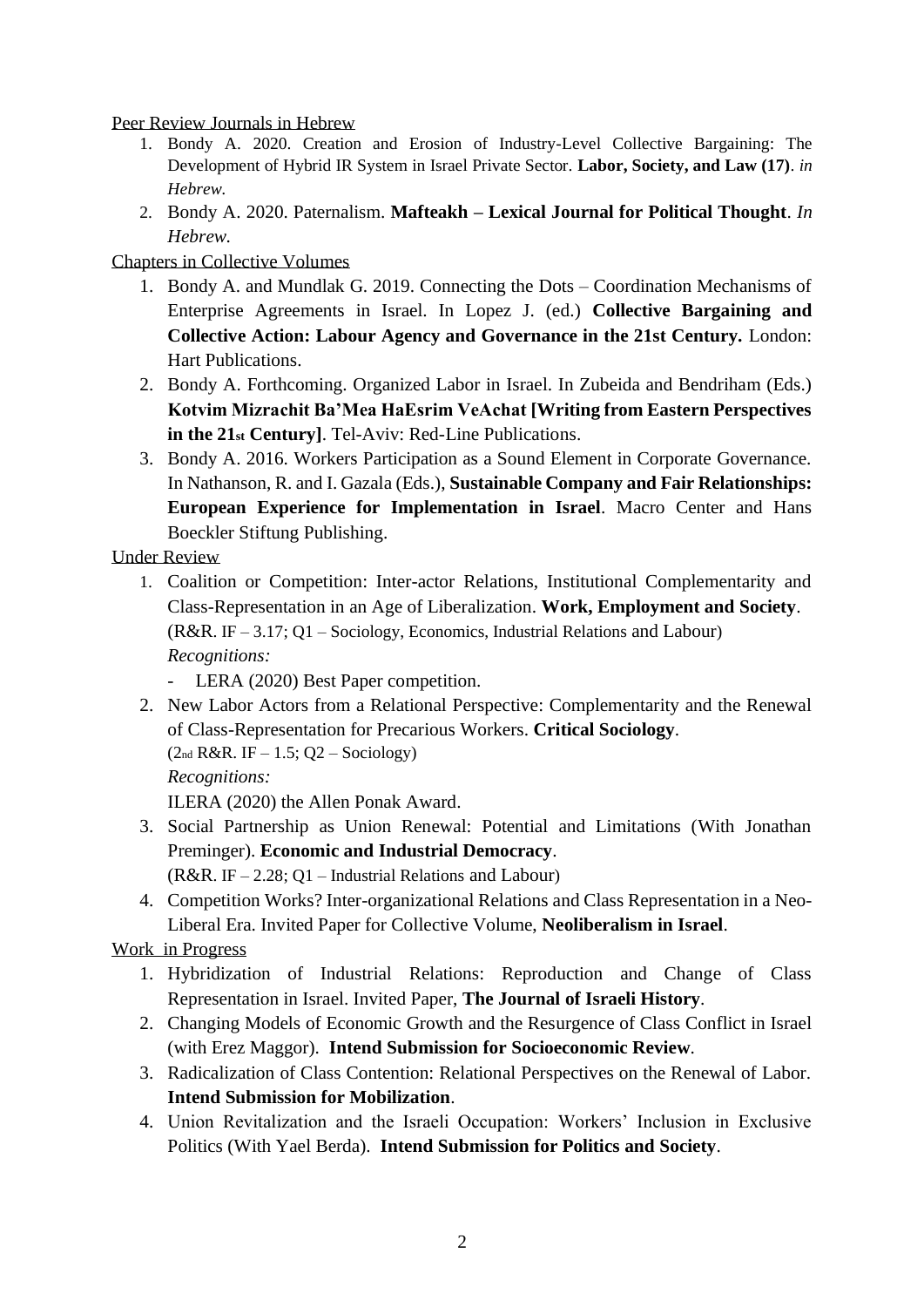Peer Review Journals in Hebrew

1. Bondy A. 2020. Creation and Erosion of Industry-Level Collective Bargaining: The Development of Hybrid IR System in Israel Private Sector. **Labor, Society, and Law (17)**. *in Hebrew.*
2. Bondy A. 2020. Paternalism. **Mafteakh – Lexical Journal for Political Thought**. *In Hebrew.*

Chapters in Collective Volumes

1. Bondy A. and Mundlak G. 2019. Connecting the Dots – Coordination Mechanisms of Enterprise Agreements in Israel. In Lopez J. (ed.) **Collective Bargaining and Collective Action: Labour Agency and Governance in the 21st Century.** London: Hart Publications.
2. Bondy A. Forthcoming. Organized Labor in Israel. In Zubeida and Bendriham (Eds.) **Kotvim Mizrachit Ba'Mea HaEsrim VeAchat [Writing from Eastern Perspectives in the 21st Century]**. Tel-Aviv: Red-Line Publications.
3. Bondy A. 2016. Workers Participation as a Sound Element in Corporate Governance. In Nathanson, R. and I. Gazala (Eds.), **Sustainable Company and Fair Relationships: European Experience for Implementation in Israel**. Macro Center and Hans Boeckler Stiftung Publishing.

Under Review

1. Coalition or Competition: Inter-actor Relations, Institutional Complementarity and Class-Representation in an Age of Liberalization. **Work, Employment and Society**. (R&R. IF – 3.17; Q1 – Sociology, Economics, Industrial Relations and Labour)
   *Recognitions:*
   - LERA (2020) Best Paper competition.
2. New Labor Actors from a Relational Perspective: Complementarity and the Renewal of Class-Representation for Precarious Workers. **Critical Sociology**.
   (2nd R&R. IF – 1.5; Q2 – Sociology)
   *Recognitions:*
   ILERA (2020) the Allen Ponak Award.
3. Social Partnership as Union Renewal: Potential and Limitations (With Jonathan Preminger). **Economic and Industrial Democracy**.
   (R&R. IF – 2.28; Q1 – Industrial Relations and Labour)
4. Competition Works? Inter-organizational Relations and Class Representation in a Neo-Liberal Era. Invited Paper for Collective Volume, **Neoliberalism in Israel**.

Work in Progress

1. Hybridization of Industrial Relations: Reproduction and Change of Class Representation in Israel. Invited Paper, **The Journal of Israeli History**.
2. Changing Models of Economic Growth and the Resurgence of Class Conflict in Israel (with Erez Maggor). **Intend Submission for Socioeconomic Review**.
3. Radicalization of Class Contention: Relational Perspectives on the Renewal of Labor. **Intend Submission for Mobilization**.
4. Union Revitalization and the Israeli Occupation: Workers' Inclusion in Exclusive Politics (With Yael Berda). **Intend Submission for Politics and Society**.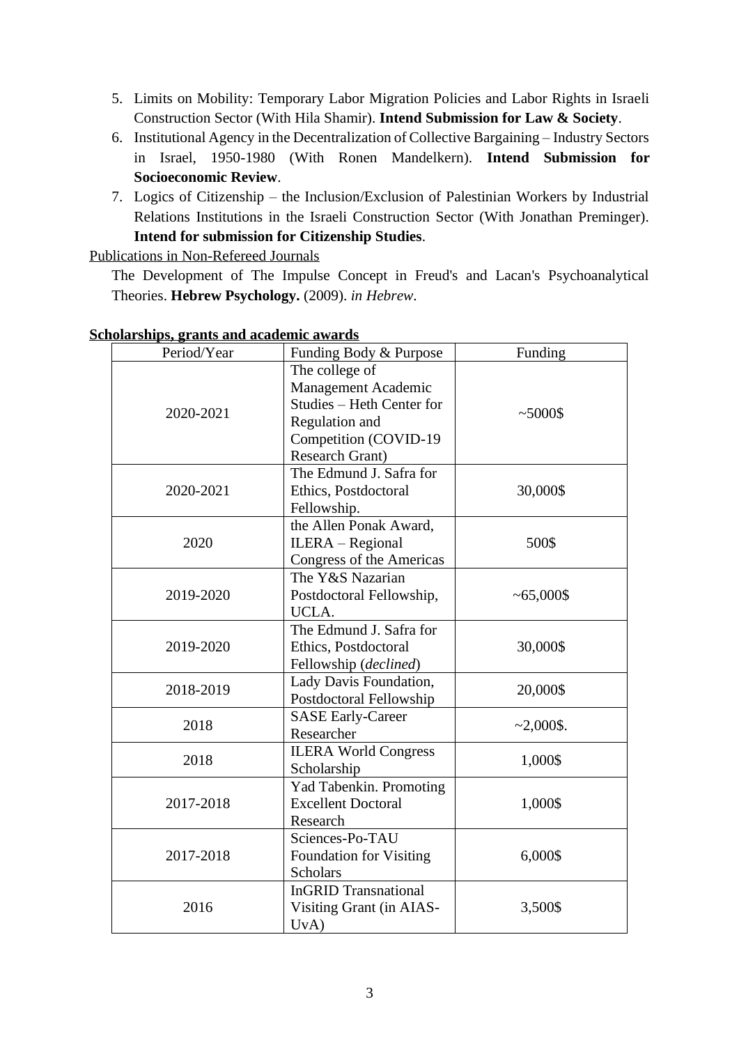5. Limits on Mobility: Temporary Labor Migration Policies and Labor Rights in Israeli Construction Sector (With Hila Shamir). **Intend Submission for Law & Society**.
6. Institutional Agency in the Decentralization of Collective Bargaining – Industry Sectors in Israel, 1950-1980 (With Ronen Mandelkern). **Intend Submission for Socioeconomic Review**.
7. Logics of Citizenship – the Inclusion/Exclusion of Palestinian Workers by Industrial Relations Institutions in the Israeli Construction Sector (With Jonathan Preminger). **Intend for submission for Citizenship Studies**.

Publications in Non-Refereed Journals

The Development of The Impulse Concept in Freud's and Lacan's Psychoanalytical Theories. **Hebrew Psychology.** (2009). *in Hebrew*.

**Scholarships, grants and academic awards**

| Period/Year | Funding Body & Purpose | Funding |
|---|---|---|
| 2020-2021 | The college of Management Academic Studies – Heth Center for Regulation and Competition (COVID-19 Research Grant) | ~5000$ |
| 2020-2021 | The Edmund J. Safra for Ethics, Postdoctoral Fellowship. | 30,000$ |
| 2020 | the Allen Ponak Award, ILERA – Regional Congress of the Americas | 500$ |
| 2019-2020 | The Y&S Nazarian Postdoctoral Fellowship, UCLA. | ~65,000$ |
| 2019-2020 | The Edmund J. Safra for Ethics, Postdoctoral Fellowship (*declined*) | 30,000$ |
| 2018-2019 | Lady Davis Foundation, Postdoctoral Fellowship | 20,000$ |
| 2018 | SASE Early-Career Researcher | ~2,000$. |
| 2018 | ILERA World Congress Scholarship | 1,000$ |
| 2017-2018 | Yad Tabenkin. Promoting Excellent Doctoral Research | 1,000$ |
| 2017-2018 | Sciences-Po-TAU Foundation for Visiting Scholars | 6,000$ |
| 2016 | InGRID Transnational Visiting Grant (in AIAS-UvA) | 3,500$ |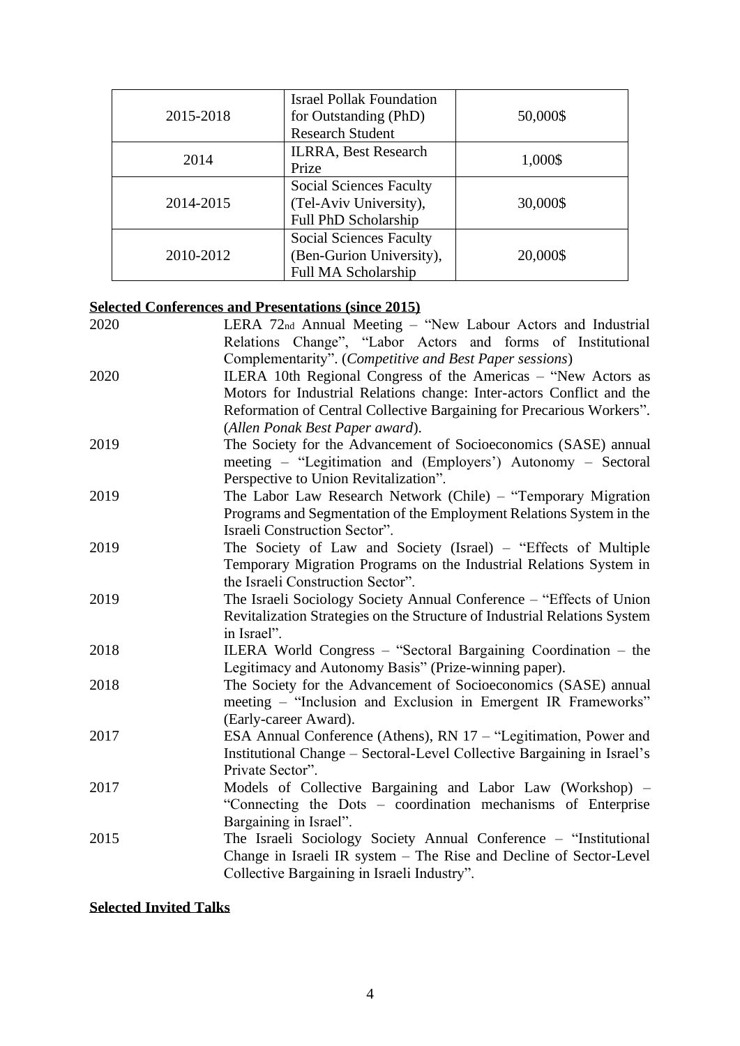| 2015-2018 | Israel Pollak Foundation for Outstanding (PhD) Research Student | 50,000$ |
|---|---|---|
| 2014 | ILRRA, Best Research Prize | 1,000$ |
| 2014-2015 | Social Sciences Faculty (Tel-Aviv University), Full PhD Scholarship | 30,000$ |
| 2010-2012 | Social Sciences Faculty (Ben-Gurion University), Full MA Scholarship | 20,000$ |

**Selected Conferences and Presentations (since 2015)**

| | |
|---|---|
| 2020 | LERA 72nd Annual Meeting – "New Labour Actors and Industrial Relations Change", "Labor Actors and forms of Institutional Complementarity". (*Competitive and Best Paper sessions*) |
| 2020 | ILERA 10th Regional Congress of the Americas – "New Actors as Motors for Industrial Relations change: Inter-actors Conflict and the Reformation of Central Collective Bargaining for Precarious Workers". (*Allen Ponak Best Paper award*). |
| 2019 | The Society for the Advancement of Socioeconomics (SASE) annual meeting – "Legitimation and (Employers') Autonomy – Sectoral Perspective to Union Revitalization". |
| 2019 | The Labor Law Research Network (Chile) – "Temporary Migration Programs and Segmentation of the Employment Relations System in the Israeli Construction Sector". |
| 2019 | The Society of Law and Society (Israel) – "Effects of Multiple Temporary Migration Programs on the Industrial Relations System in the Israeli Construction Sector". |
| 2019 | The Israeli Sociology Society Annual Conference – "Effects of Union Revitalization Strategies on the Structure of Industrial Relations System in Israel". |
| 2018 | ILERA World Congress – "Sectoral Bargaining Coordination – the Legitimacy and Autonomy Basis" (Prize-winning paper). |
| 2018 | The Society for the Advancement of Socioeconomics (SASE) annual meeting – "Inclusion and Exclusion in Emergent IR Frameworks" (Early-career Award). |
| 2017 | ESA Annual Conference (Athens), RN 17 – "Legitimation, Power and Institutional Change – Sectoral-Level Collective Bargaining in Israel's Private Sector". |
| 2017 | Models of Collective Bargaining and Labor Law (Workshop) – "Connecting the Dots – coordination mechanisms of Enterprise Bargaining in Israel". |
| 2015 | The Israeli Sociology Society Annual Conference – "Institutional Change in Israeli IR system – The Rise and Decline of Sector-Level Collective Bargaining in Israeli Industry". |

**Selected Invited Talks**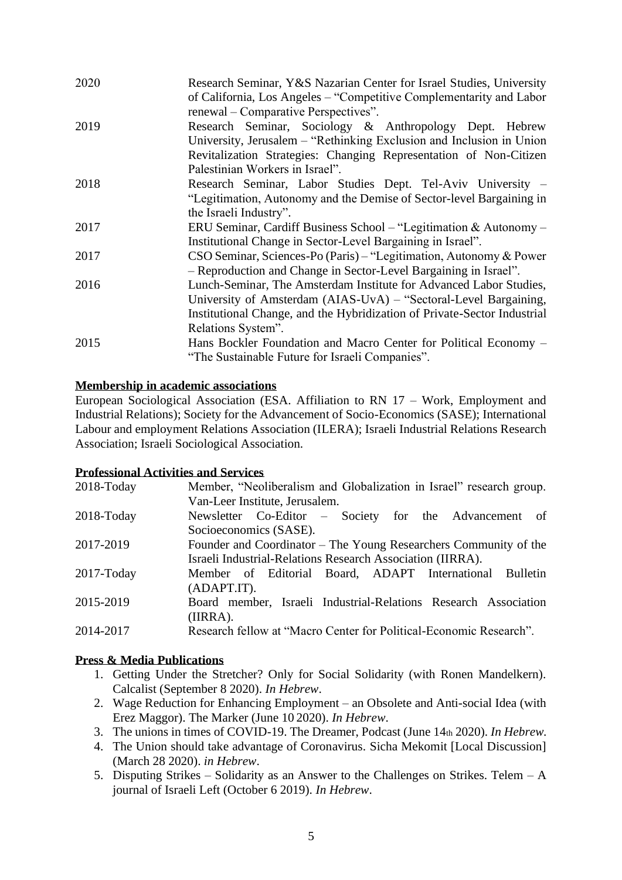| | |
|---|---|
| 2020 | Research Seminar, Y&S Nazarian Center for Israel Studies, University of California, Los Angeles – "Competitive Complementarity and Labor renewal – Comparative Perspectives". |
| 2019 | Research Seminar, Sociology & Anthropology Dept. Hebrew University, Jerusalem – "Rethinking Exclusion and Inclusion in Union Revitalization Strategies: Changing Representation of Non-Citizen Palestinian Workers in Israel". |
| 2018 | Research Seminar, Labor Studies Dept. Tel-Aviv University – "Legitimation, Autonomy and the Demise of Sector-level Bargaining in the Israeli Industry". |
| 2017 | ERU Seminar, Cardiff Business School – "Legitimation & Autonomy – Institutional Change in Sector-Level Bargaining in Israel". |
| 2017 | CSO Seminar, Sciences-Po (Paris) – "Legitimation, Autonomy & Power – Reproduction and Change in Sector-Level Bargaining in Israel". |
| 2016 | Lunch-Seminar, The Amsterdam Institute for Advanced Labor Studies, University of Amsterdam (AIAS-UvA) – "Sectoral-Level Bargaining, Institutional Change, and the Hybridization of Private-Sector Industrial Relations System". |
| 2015 | Hans Bockler Foundation and Macro Center for Political Economy – "The Sustainable Future for Israeli Companies". |

**Membership in academic associations**

European Sociological Association (ESA. Affiliation to RN 17 – Work, Employment and Industrial Relations); Society for the Advancement of Socio-Economics (SASE); International Labour and employment Relations Association (ILERA); Israeli Industrial Relations Research Association; Israeli Sociological Association.

**Professional Activities and Services**

| | |
|---|---|
| 2018-Today | Member, "Neoliberalism and Globalization in Israel" research group. Van-Leer Institute, Jerusalem. |
| 2018-Today | Newsletter Co-Editor – Society for the Advancement of Socioeconomics (SASE). |
| 2017-2019 | Founder and Coordinator – The Young Researchers Community of the Israeli Industrial-Relations Research Association (IIRRA). |
| 2017-Today | Member of Editorial Board, ADAPT International Bulletin (ADAPT.IT). |
| 2015-2019 | Board member, Israeli Industrial-Relations Research Association (IIRRA). |
| 2014-2017 | Research fellow at "Macro Center for Political-Economic Research". |

**Press & Media Publications**

1. Getting Under the Stretcher? Only for Social Solidarity (with Ronen Mandelkern). Calcalist (September 8 2020). *In Hebrew*.
2. Wage Reduction for Enhancing Employment – an Obsolete and Anti-social Idea (with Erez Maggor). The Marker (June 10 2020). *In Hebrew*.
3. The unions in times of COVID-19. The Dreamer, Podcast (June 14th 2020). *In Hebrew*.
4. The Union should take advantage of Coronavirus. Sicha Mekomit [Local Discussion] (March 28 2020). *in Hebrew*.
5. Disputing Strikes – Solidarity as an Answer to the Challenges on Strikes. Telem – A journal of Israeli Left (October 6 2019). *In Hebrew*.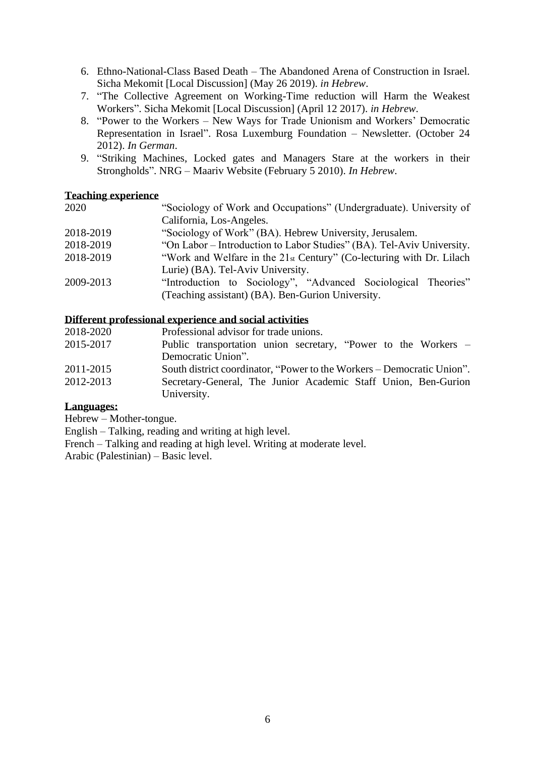6. Ethno-National-Class Based Death – The Abandoned Arena of Construction in Israel. Sicha Mekomit [Local Discussion] (May 26 2019). *in Hebrew*.
7. "The Collective Agreement on Working-Time reduction will Harm the Weakest Workers". Sicha Mekomit [Local Discussion] (April 12 2017). *in Hebrew*.
8. "Power to the Workers – New Ways for Trade Unionism and Workers' Democratic Representation in Israel". Rosa Luxemburg Foundation – Newsletter. (October 24 2012). *In German*.
9. "Striking Machines, Locked gates and Managers Stare at the workers in their Strongholds". NRG – Maariv Website (February 5 2010). *In Hebrew*.

**Teaching experience**

| | |
|---|---|
| 2020 | "Sociology of Work and Occupations" (Undergraduate). University of California, Los-Angeles. |
| 2018-2019 | "Sociology of Work" (BA). Hebrew University, Jerusalem. |
| 2018-2019 | "On Labor – Introduction to Labor Studies" (BA). Tel-Aviv University. |
| 2018-2019 | "Work and Welfare in the 21st Century" (Co-lecturing with Dr. Lilach Lurie) (BA). Tel-Aviv University. |
| 2009-2013 | "Introduction to Sociology", "Advanced Sociological Theories" (Teaching assistant) (BA). Ben-Gurion University. |

**Different professional experience and social activities**

| | |
|---|---|
| 2018-2020 | Professional advisor for trade unions. |
| 2015-2017 | Public transportation union secretary, "Power to the Workers – Democratic Union". |
| 2011-2015 | South district coordinator, "Power to the Workers – Democratic Union". |
| 2012-2013 | Secretary-General, The Junior Academic Staff Union, Ben-Gurion University. |

**Languages:**

Hebrew – Mother-tongue.
English – Talking, reading and writing at high level.
French – Talking and reading at high level. Writing at moderate level.
Arabic (Palestinian) – Basic level.